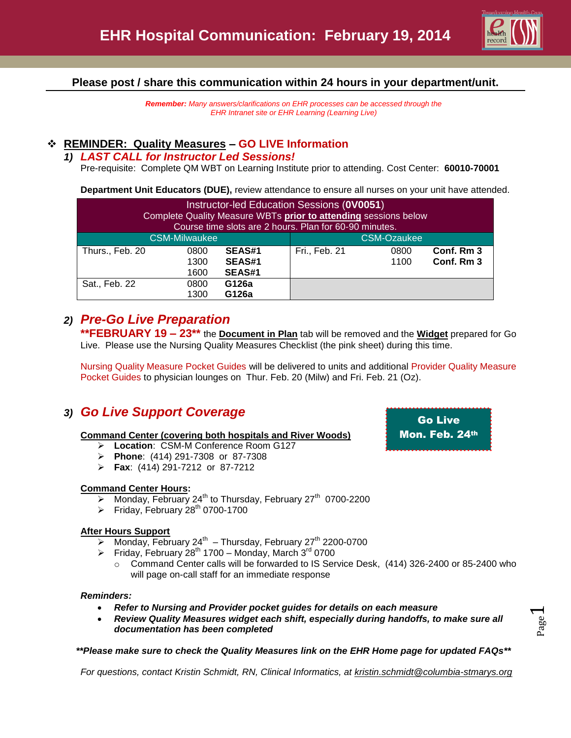# EHR Hospital Communication: February 19, 2014

**Please post / share this communication within 24 hours in your department/unit.**

***Remember:*** *Many answers/clarifications on EHR processes can be accessed through the EHR Intranet site or EHR Learning (Learning Live)*

## ❖ REMINDER: Quality Measures – GO LIVE Information

### 1) *LAST CALL for Instructor Led Sessions!*

Pre-requisite: Complete QM WBT on Learning Institute prior to attending. Cost Center: **60010-70001**

**Department Unit Educators (DUE),** review attendance to ensure all nurses on your unit have attended.

| Instructor-led Education Sessions (**0V0051**) Complete Quality Measure WBTs **prior to attending** sessions below Course time slots are 2 hours. Plan for 60-90 minutes. | | | | | |
|---|---|---|---|---|---|
| CSM-Milwaukee | | | CSM-Ozaukee | | |
| Thurs., Feb. 20 | 0800<br>1300<br>1600 | **SEAS#1**<br>**SEAS#1**<br>**SEAS#1** | Fri., Feb. 21 | 0800<br>1100 | **Conf. Rm 3**<br>**Conf. Rm 3** |
| Sat., Feb. 22 | 0800<br>1300 | **G126a**<br>**G126a** | | | |

### 2) *Pre-Go Live Preparation*

****FEBRUARY 19 – 23**** the **Document in Plan** tab will be removed and the **Widget** prepared for Go Live. Please use the Nursing Quality Measures Checklist (the pink sheet) during this time.

Nursing Quality Measure Pocket Guides will be delivered to units and additional Provider Quality Measure Pocket Guides to physician lounges on Thur. Feb. 20 (Milw) and Fri. Feb. 21 (Oz).

### 3) *Go Live Support Coverage*

**Go Live Mon. Feb. 24th**

**Command Center (covering both hospitals and River Woods)**

- **Location**: CSM-M Conference Room G127
- **Phone**: (414) 291-7308 or 87-7308
- **Fax**: (414) 291-7212 or 87-7212

**Command Center Hours:**

- Monday, February 24th to Thursday, February 27th 0700-2200
- Friday, February 28th 0700-1700

**After Hours Support**

- Monday, February 24th – Thursday, February 27th 2200-0700
- Friday, February 28th 1700 – Monday, March 3rd 0700
  - Command Center calls will be forwarded to IS Service Desk, (414) 326-2400 or 85-2400 who will page on-call staff for an immediate response

***Reminders:***

- ***Refer to Nursing and Provider pocket guides for details on each measure***
- ***Review Quality Measures widget each shift, especially during handoffs, to make sure all documentation has been completed***

***\*\*Please make sure to check the Quality Measures link on the EHR Home page for updated FAQs\*\****

*For questions, contact Kristin Schmidt, RN, Clinical Informatics, at kristin.schmidt@columbia-stmarys.org*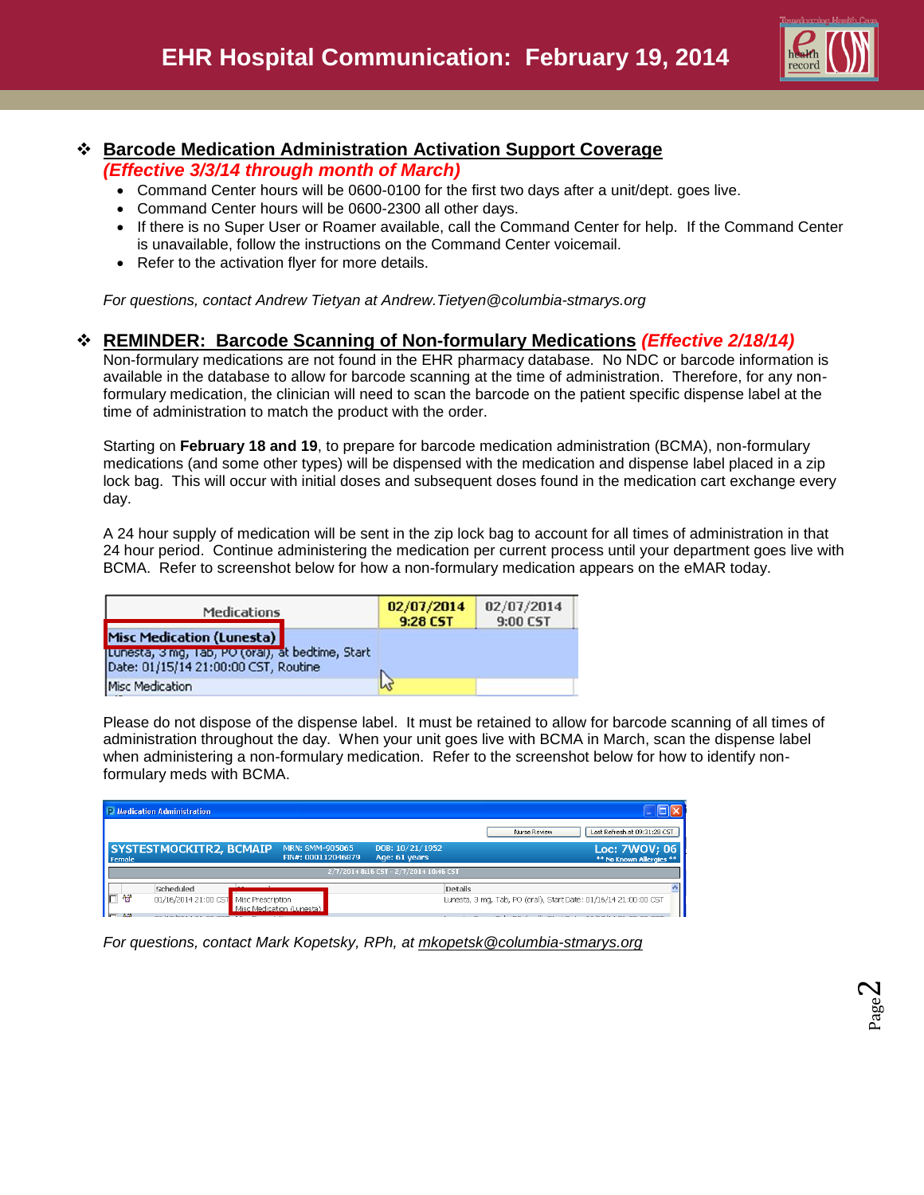# EHR Hospital Communication: February 19, 2014

## Barcode Medication Administration Activation Support Coverage

***(Effective 3/3/14 through month of March)***

- Command Center hours will be 0600-0100 for the first two days after a unit/dept. goes live.
- Command Center hours will be 0600-2300 all other days.
- If there is no Super User or Roamer available, call the Command Center for help. If the Command Center is unavailable, follow the instructions on the Command Center voicemail.
- Refer to the activation flyer for more details.

*For questions, contact Andrew Tietyan at Andrew.Tietyen@columbia-stmarys.org*

## REMINDER: Barcode Scanning of Non-formulary Medications *(Effective 2/18/14)*

Non-formulary medications are not found in the EHR pharmacy database. No NDC or barcode information is available in the database to allow for barcode scanning at the time of administration. Therefore, for any non-formulary medication, the clinician will need to scan the barcode on the patient specific dispense label at the time of administration to match the product with the order.

Starting on **February 18 and 19**, to prepare for barcode medication administration (BCMA), non-formulary medications (and some other types) will be dispensed with the medication and dispense label placed in a zip lock bag. This will occur with initial doses and subsequent doses found in the medication cart exchange every day.

A 24 hour supply of medication will be sent in the zip lock bag to account for all times of administration in that 24 hour period. Continue administering the medication per current process until your department goes live with BCMA. Refer to screenshot below for how a non-formulary medication appears on the eMAR today.

| Medications | 02/07/2014 9:28 CST | 02/07/2014 9:00 CST |
|---|---|---|
| **Misc Medication (Lunesta)** Lunesta, 3 mg, Tab, PO (oral), at bedtime, Start Date: 01/15/14 21:00:00 CST, Routine | | |
| Misc Medication | | |

Please do not dispose of the dispense label. It must be retained to allow for barcode scanning of all times of administration throughout the day. When your unit goes live with BCMA in March, scan the dispense label when administering a non-formulary medication. Refer to the screenshot below for how to identify non-formulary meds with BCMA.

Medication Administration

SYSTESTMOCKITR2, BCMAIP — MRN: SMM-905065 — FIN#: 000112046879 — DOB: 10/21/1952 — Age: 61 years — Loc: 7WOV; 06 — Female — ** No Known Allergies **

| Scheduled | Medication | Details |
|---|---|---|
| 01/16/2014 21:00 CST | Misc Prescription Misc Medication (Lunesta) | Lunesta, 3 mg, Tab, PO (oral), Start Date: 01/16/14 21:00:00 CST |

*For questions, contact Mark Kopetsky, RPh, at mkopetsk@columbia-stmarys.org*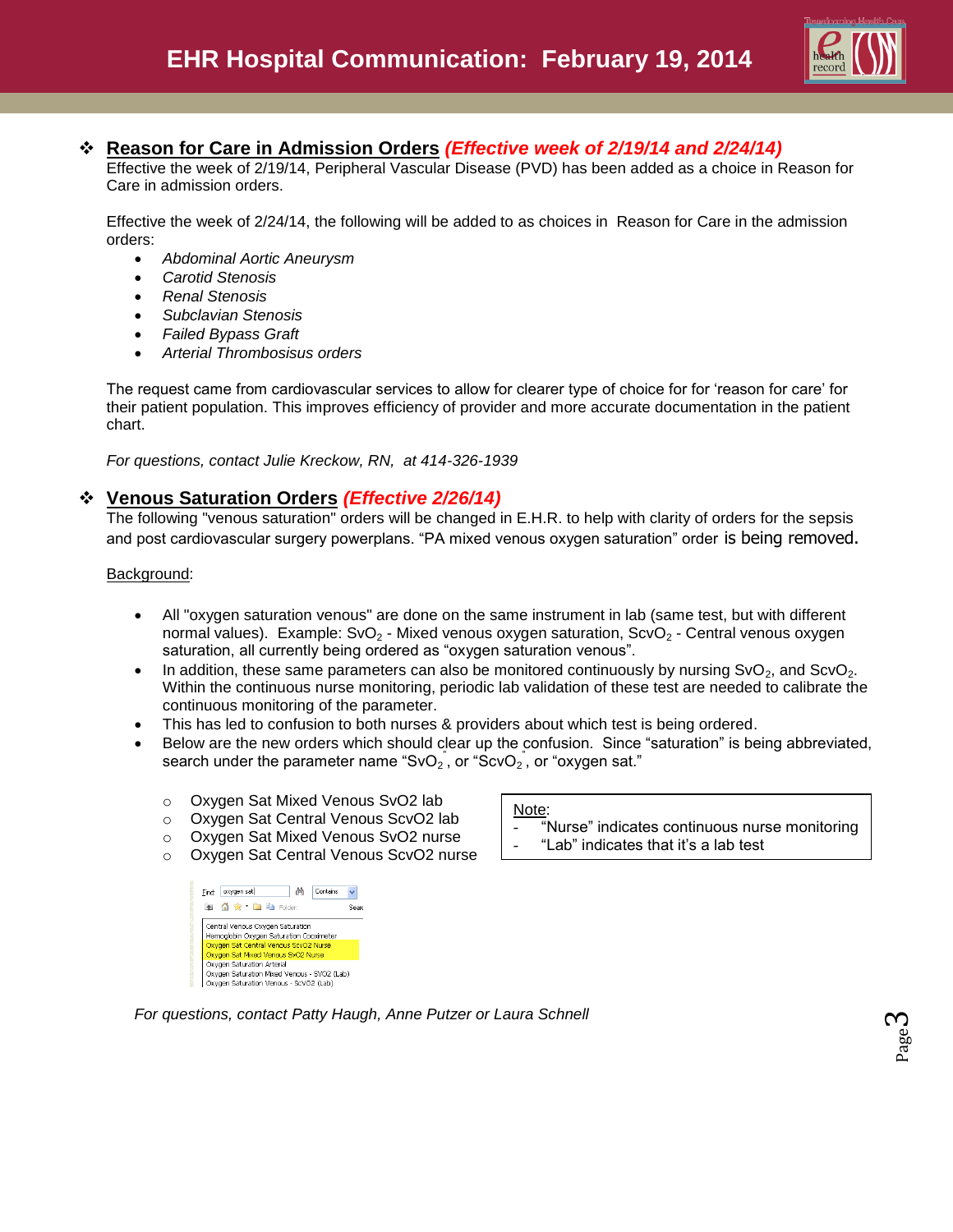# EHR Hospital Communication: February 19, 2014

## Reason for Care in Admission Orders *(Effective week of 2/19/14 and 2/24/14)*

Effective the week of 2/19/14, Peripheral Vascular Disease (PVD) has been added as a choice in Reason for Care in admission orders.

Effective the week of 2/24/14, the following will be added to as choices in Reason for Care in the admission orders:

- *Abdominal Aortic Aneurysm*
- *Carotid Stenosis*
- *Renal Stenosis*
- *Subclavian Stenosis*
- *Failed Bypass Graft*
- *Arterial Thrombosisus orders*

The request came from cardiovascular services to allow for clearer type of choice for for 'reason for care' for their patient population. This improves efficiency of provider and more accurate documentation in the patient chart.

*For questions, contact Julie Kreckow, RN, at 414-326-1939*

## Venous Saturation Orders *(Effective 2/26/14)*

The following "venous saturation" orders will be changed in E.H.R. to help with clarity of orders for the sepsis and post cardiovascular surgery powerplans. "PA mixed venous oxygen saturation" order is being removed.

Background:

- All "oxygen saturation venous" are done on the same instrument in lab (same test, but with different normal values). Example: $SvO_2$ - Mixed venous oxygen saturation, $ScvO_2$ - Central venous oxygen saturation, all currently being ordered as "oxygen saturation venous".
- In addition, these same parameters can also be monitored continuously by nursing $SvO_2$, and $ScvO_2$. Within the continuous nurse monitoring, periodic lab validation of these test are needed to calibrate the continuous monitoring of the parameter.
- This has led to confusion to both nurses & providers about which test is being ordered.
- Below are the new orders which should clear up the confusion. Since "saturation" is being abbreviated, search under the parameter name "$SvO_2$", or "$ScvO_2$", or "oxygen sat."
  - Oxygen Sat Mixed Venous SvO2 lab
  - Oxygen Sat Central Venous ScvO2 lab
  - Oxygen Sat Mixed Venous SvO2 nurse
  - Oxygen Sat Central Venous ScvO2 nurse

Note:
- "Nurse" indicates continuous nurse monitoring
- "Lab" indicates that it's a lab test

Find: oxygen sat | Contains

Central Venous Oxygen Saturation
Hemoglobin Oxygen Saturation Cooximeter
Oxygen Sat Central Venous ScvO2 Nurse
Oxygen Sat Mixed Venous SvO2 Nurse
Oxygen Saturation Arterial
Oxygen Saturation Mixed Venous - SVO2 (Lab)
Oxygen Saturation Venous - ScVO2 (Lab)

*For questions, contact Patty Haugh, Anne Putzer or Laura Schnell*